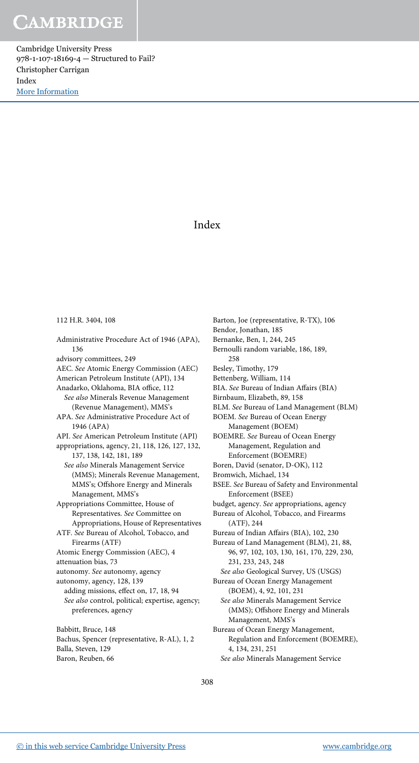# Index

112 H.R. 3404, 108

Administrative Procedure Act of 1946 (APA), 136
advisory committees, 249
AEC. *See* Atomic Energy Commission (AEC)
American Petroleum Institute (API), 134
Anadarko, Oklahoma, BIA office, 112
  *See also* Minerals Revenue Management (Revenue Management), MMS's
APA. *See* Administrative Procedure Act of 1946 (APA)
API. *See* American Petroleum Institute (API)
appropriations, agency, 21, 118, 126, 127, 132, 137, 138, 142, 181, 189
  *See also* Minerals Management Service (MMS); Minerals Revenue Management, MMS's; Offshore Energy and Minerals Management, MMS's
Appropriations Committee, House of Representatives. *See* Committee on Appropriations, House of Representatives
ATF. *See* Bureau of Alcohol, Tobacco, and Firearms (ATF)
Atomic Energy Commission (AEC), 4
attenuation bias, 73
autonomy. *See* autonomy, agency
autonomy, agency, 128, 139
  adding missions, effect on, 17, 18, 94
  *See also* control, political; expertise, agency; preferences, agency

Babbitt, Bruce, 148
Bachus, Spencer (representative, R-AL), 1, 2
Balla, Steven, 129
Baron, Reuben, 66
Barton, Joe (representative, R-TX), 106
Bendor, Jonathan, 185
Bernanke, Ben, 1, 244, 245
Bernoulli random variable, 186, 189, 258
Besley, Timothy, 179
Bettenberg, William, 114
BIA. *See* Bureau of Indian Affairs (BIA)
Birnbaum, Elizabeth, 89, 158
BLM. *See* Bureau of Land Management (BLM)
BOEM. *See* Bureau of Ocean Energy Management (BOEM)
BOEMRE. *See* Bureau of Ocean Energy Management, Regulation and Enforcement (BOEMRE)
Boren, David (senator, D-OK), 112
Bromwich, Michael, 134
BSEE. *See* Bureau of Safety and Environmental Enforcement (BSEE)
budget, agency. *See* appropriations, agency
Bureau of Alcohol, Tobacco, and Firearms (ATF), 244
Bureau of Indian Affairs (BIA), 102, 230
Bureau of Land Management (BLM), 21, 88, 96, 97, 102, 103, 130, 161, 170, 229, 230, 231, 233, 243, 248
  *See also* Geological Survey, US (USGS)
Bureau of Ocean Energy Management (BOEM), 4, 92, 101, 231
  *See also* Minerals Management Service (MMS); Offshore Energy and Minerals Management, MMS's
Bureau of Ocean Energy Management, Regulation and Enforcement (BOEMRE), 4, 134, 231, 251
  *See also* Minerals Management Service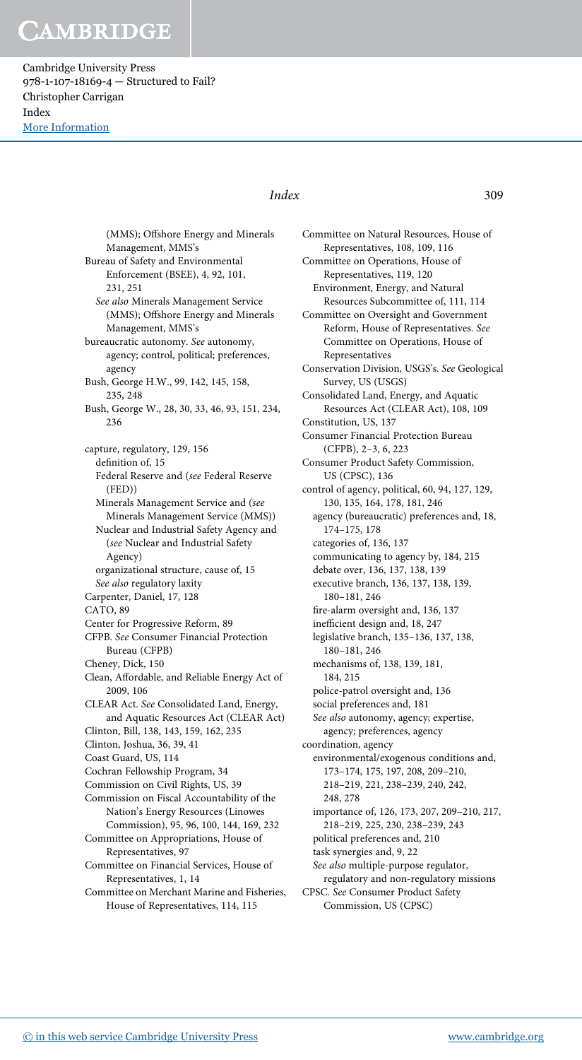(MMS); Offshore Energy and Minerals Management, MMS's

Bureau of Safety and Environmental Enforcement (BSEE), 4, 92, 101, 231, 251
  *See also* Minerals Management Service (MMS); Offshore Energy and Minerals Management, MMS's

bureaucratic autonomy. *See* autonomy, agency; control, political; preferences, agency

Bush, George H.W., 99, 142, 145, 158, 235, 248

Bush, George W., 28, 30, 33, 46, 93, 151, 234, 236

capture, regulatory, 129, 156
  definition of, 15
  Federal Reserve and (*see* Federal Reserve (FED))
  Minerals Management Service and (*see* Minerals Management Service (MMS))
  Nuclear and Industrial Safety Agency and (*see* Nuclear and Industrial Safety Agency)
  organizational structure, cause of, 15
  *See also* regulatory laxity

Carpenter, Daniel, 17, 128

CATO, 89

Center for Progressive Reform, 89

CFPB. *See* Consumer Financial Protection Bureau (CFPB)

Cheney, Dick, 150

Clean, Affordable, and Reliable Energy Act of 2009, 106

CLEAR Act. *See* Consolidated Land, Energy, and Aquatic Resources Act (CLEAR Act)

Clinton, Bill, 138, 143, 159, 162, 235

Clinton, Joshua, 36, 39, 41

Coast Guard, US, 114

Cochran Fellowship Program, 34

Commission on Civil Rights, US, 39

Commission on Fiscal Accountability of the Nation's Energy Resources (Linowes Commission), 95, 96, 100, 144, 169, 232

Committee on Appropriations, House of Representatives, 97

Committee on Financial Services, House of Representatives, 1, 14

Committee on Merchant Marine and Fisheries, House of Representatives, 114, 115

Committee on Natural Resources, House of Representatives, 108, 109, 116

Committee on Operations, House of Representatives, 119, 120
  Environment, Energy, and Natural Resources Subcommittee of, 111, 114

Committee on Oversight and Government Reform, House of Representatives. *See* Committee on Operations, House of Representatives

Conservation Division, USGS's. *See* Geological Survey, US (USGS)

Consolidated Land, Energy, and Aquatic Resources Act (CLEAR Act), 108, 109

Constitution, US, 137

Consumer Financial Protection Bureau (CFPB), 2–3, 6, 223

Consumer Product Safety Commission, US (CPSC), 136

control of agency, political, 60, 94, 127, 129, 130, 135, 164, 178, 181, 246
  agency (bureaucratic) preferences and, 18, 174–175, 178
  categories of, 136, 137
  communicating to agency by, 184, 215
  debate over, 136, 137, 138, 139
  executive branch, 136, 137, 138, 139, 180–181, 246
  fire-alarm oversight and, 136, 137
  inefficient design and, 18, 247
  legislative branch, 135–136, 137, 138, 180–181, 246
  mechanisms of, 138, 139, 181, 184, 215
  police-patrol oversight and, 136
  social preferences and, 181
  *See also* autonomy, agency; expertise, agency; preferences, agency

coordination, agency
  environmental/exogenous conditions and, 173–174, 175, 197, 208, 209–210, 218–219, 221, 238–239, 240, 242, 248, 278
  importance of, 126, 173, 207, 209–210, 217, 218–219, 225, 230, 238–239, 243
  political preferences and, 210
  task synergies and, 9, 22
  *See also* multiple-purpose regulator, regulatory and non-regulatory missions

CPSC. *See* Consumer Product Safety Commission, US (CPSC)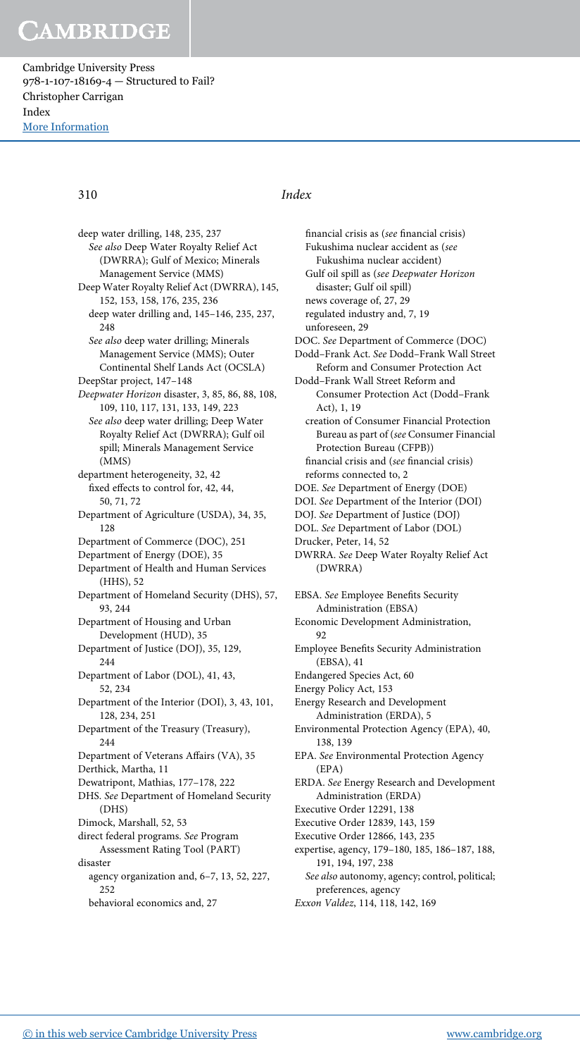deep water drilling, 148, 235, 237
  See also Deep Water Royalty Relief Act (DWRRA); Gulf of Mexico; Minerals Management Service (MMS)
Deep Water Royalty Relief Act (DWRRA), 145, 152, 153, 158, 176, 235, 236
  deep water drilling and, 145–146, 235, 237, 248
  See also deep water drilling; Minerals Management Service (MMS); Outer Continental Shelf Lands Act (OCSLA)
DeepStar project, 147–148
*Deepwater Horizon* disaster, 3, 85, 86, 88, 108, 109, 110, 117, 131, 133, 149, 223
  See also deep water drilling; Deep Water Royalty Relief Act (DWRRA); Gulf oil spill; Minerals Management Service (MMS)
department heterogeneity, 32, 42
  fixed effects to control for, 42, 44, 50, 71, 72
Department of Agriculture (USDA), 34, 35, 128
Department of Commerce (DOC), 251
Department of Energy (DOE), 35
Department of Health and Human Services (HHS), 52
Department of Homeland Security (DHS), 57, 93, 244
Department of Housing and Urban Development (HUD), 35
Department of Justice (DOJ), 35, 129, 244
Department of Labor (DOL), 41, 43, 52, 234
Department of the Interior (DOI), 3, 43, 101, 128, 234, 251
Department of the Treasury (Treasury), 244
Department of Veterans Affairs (VA), 35
Derthick, Martha, 11
Dewatripont, Mathias, 177–178, 222
DHS. See Department of Homeland Security (DHS)
Dimock, Marshall, 52, 53
direct federal programs. See Program Assessment Rating Tool (PART)
disaster
  agency organization and, 6–7, 13, 52, 227, 252
  behavioral economics and, 27
  financial crisis as (see financial crisis)
  Fukushima nuclear accident as (see Fukushima nuclear accident)
  Gulf oil spill as (see *Deepwater Horizon* disaster; Gulf oil spill)
  news coverage of, 27, 29
  regulated industry and, 7, 19
  unforeseen, 29
DOC. See Department of Commerce (DOC)
Dodd–Frank Act. See Dodd–Frank Wall Street Reform and Consumer Protection Act
Dodd–Frank Wall Street Reform and Consumer Protection Act (Dodd–Frank Act), 1, 19
  creation of Consumer Financial Protection Bureau as part of (see Consumer Financial Protection Bureau (CFPB))
  financial crisis and (see financial crisis)
  reforms connected to, 2
DOE. See Department of Energy (DOE)
DOI. See Department of the Interior (DOI)
DOJ. See Department of Justice (DOJ)
DOL. See Department of Labor (DOL)
Drucker, Peter, 14, 52
DWRRA. See Deep Water Royalty Relief Act (DWRRA)

EBSA. See Employee Benefits Security Administration (EBSA)
Economic Development Administration, 92
Employee Benefits Security Administration (EBSA), 41
Endangered Species Act, 60
Energy Policy Act, 153
Energy Research and Development Administration (ERDA), 5
Environmental Protection Agency (EPA), 40, 138, 139
EPA. See Environmental Protection Agency (EPA)
ERDA. See Energy Research and Development Administration (ERDA)
Executive Order 12291, 138
Executive Order 12839, 143, 159
Executive Order 12866, 143, 235
expertise, agency, 179–180, 185, 186–187, 188, 191, 194, 197, 238
  See also autonomy, agency; control, political; preferences, agency
*Exxon Valdez*, 114, 118, 142, 169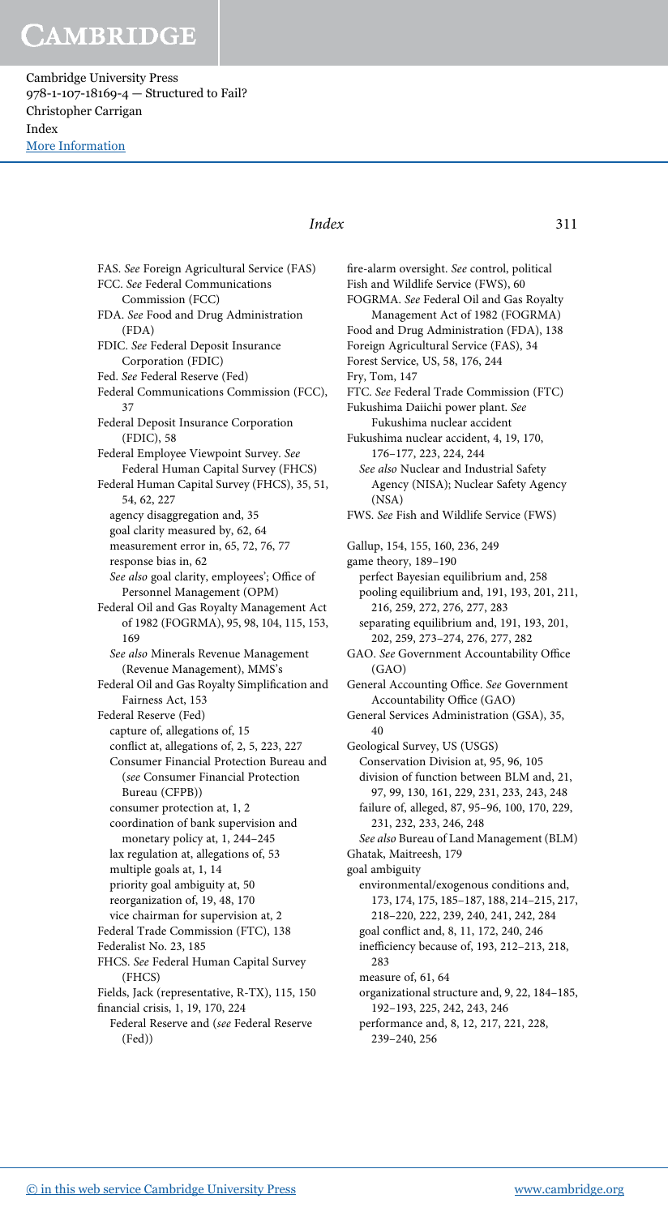FAS. *See* Foreign Agricultural Service (FAS)
FCC. *See* Federal Communications Commission (FCC)
FDA. *See* Food and Drug Administration (FDA)
FDIC. *See* Federal Deposit Insurance Corporation (FDIC)
Fed. *See* Federal Reserve (Fed)
Federal Communications Commission (FCC), 37
Federal Deposit Insurance Corporation (FDIC), 58
Federal Employee Viewpoint Survey. *See* Federal Human Capital Survey (FHCS)
Federal Human Capital Survey (FHCS), 35, 51, 54, 62, 227
  agency disaggregation and, 35
  goal clarity measured by, 62, 64
  measurement error in, 65, 72, 76, 77
  response bias in, 62
  *See also* goal clarity, employees'; Office of Personnel Management (OPM)
Federal Oil and Gas Royalty Management Act of 1982 (FOGRMA), 95, 98, 104, 115, 153, 169
  *See also* Minerals Revenue Management (Revenue Management), MMS's
Federal Oil and Gas Royalty Simplification and Fairness Act, 153
Federal Reserve (Fed)
  capture of, allegations of, 15
  conflict at, allegations of, 2, 5, 223, 227
  Consumer Financial Protection Bureau and (*see* Consumer Financial Protection Bureau (CFPB))
  consumer protection at, 1, 2
  coordination of bank supervision and monetary policy at, 1, 244–245
  lax regulation at, allegations of, 53
  multiple goals at, 1, 14
  priority goal ambiguity at, 50
  reorganization of, 19, 48, 170
  vice chairman for supervision at, 2
Federal Trade Commission (FTC), 138
Federalist No. 23, 185
FHCS. *See* Federal Human Capital Survey (FHCS)
Fields, Jack (representative, R-TX), 115, 150
financial crisis, 1, 19, 170, 224
  Federal Reserve and (*see* Federal Reserve (Fed))
fire-alarm oversight. *See* control, political
Fish and Wildlife Service (FWS), 60
FOGRMA. *See* Federal Oil and Gas Royalty Management Act of 1982 (FOGRMA)
Food and Drug Administration (FDA), 138
Foreign Agricultural Service (FAS), 34
Forest Service, US, 58, 176, 244
Fry, Tom, 147
FTC. *See* Federal Trade Commission (FTC)
Fukushima Daiichi power plant. *See* Fukushima nuclear accident
Fukushima nuclear accident, 4, 19, 170, 176–177, 223, 224, 244
  *See also* Nuclear and Industrial Safety Agency (NISA); Nuclear Safety Agency (NSA)
FWS. *See* Fish and Wildlife Service (FWS)

Gallup, 154, 155, 160, 236, 249
game theory, 189–190
  perfect Bayesian equilibrium and, 258
  pooling equilibrium and, 191, 193, 201, 211, 216, 259, 272, 276, 277, 283
  separating equilibrium and, 191, 193, 201, 202, 259, 273–274, 276, 277, 282
GAO. *See* Government Accountability Office (GAO)
General Accounting Office. *See* Government Accountability Office (GAO)
General Services Administration (GSA), 35, 40
Geological Survey, US (USGS)
  Conservation Division at, 95, 96, 105
  division of function between BLM and, 21, 97, 99, 130, 161, 229, 231, 233, 243, 248
  failure of, alleged, 87, 95–96, 100, 170, 229, 231, 232, 233, 246, 248
  *See also* Bureau of Land Management (BLM)
Ghatak, Maitreesh, 179
goal ambiguity
  environmental/exogenous conditions and, 173, 174, 175, 185–187, 188, 214–215, 217, 218–220, 222, 239, 240, 241, 242, 284
  goal conflict and, 8, 11, 172, 240, 246
  inefficiency because of, 193, 212–213, 218, 283
  measure of, 61, 64
  organizational structure and, 9, 22, 184–185, 192–193, 225, 242, 243, 246
  performance and, 8, 12, 217, 221, 228, 239–240, 256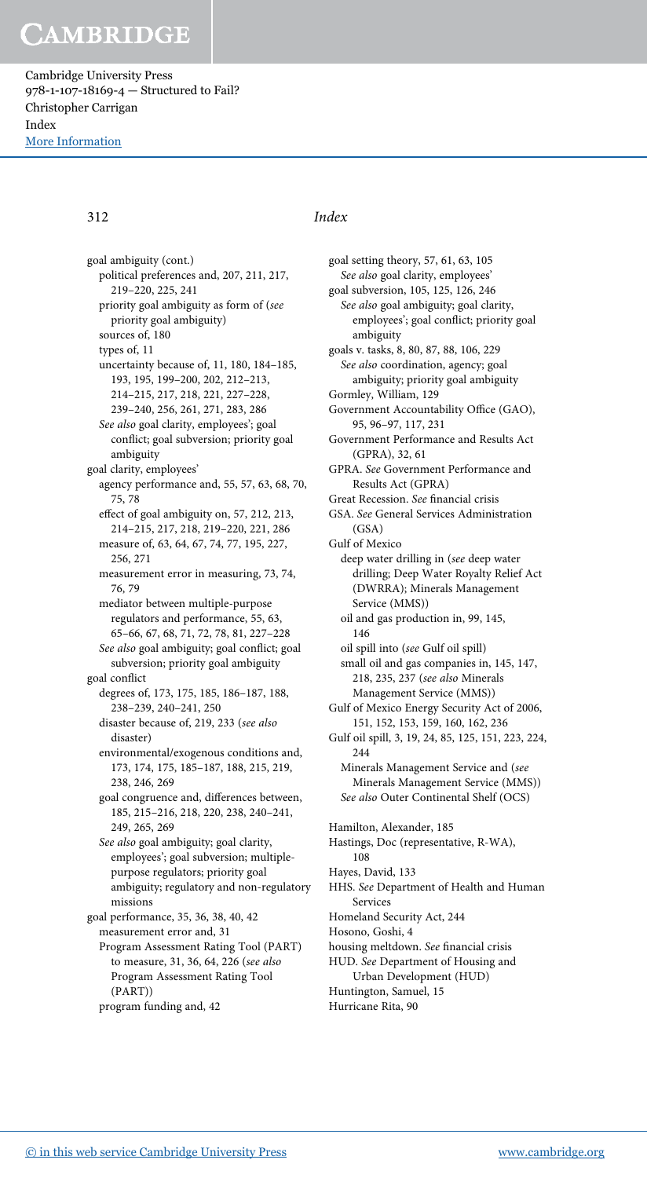goal ambiguity (cont.)
  political preferences and, 207, 211, 217, 219–220, 225, 241
  priority goal ambiguity as form of (*see* priority goal ambiguity)
  sources of, 180
  types of, 11
  uncertainty because of, 11, 180, 184–185, 193, 195, 199–200, 202, 212–213, 214–215, 217, 218, 221, 227–228, 239–240, 256, 261, 271, 283, 286
  *See also* goal clarity, employees'; goal conflict; goal subversion; priority goal ambiguity

goal clarity, employees'
  agency performance and, 55, 57, 63, 68, 70, 75, 78
  effect of goal ambiguity on, 57, 212, 213, 214–215, 217, 218, 219–220, 221, 286
  measure of, 63, 64, 67, 74, 77, 195, 227, 256, 271
  measurement error in measuring, 73, 74, 76, 79
  mediator between multiple-purpose regulators and performance, 55, 63, 65–66, 67, 68, 71, 72, 78, 81, 227–228
  *See also* goal ambiguity; goal conflict; goal subversion; priority goal ambiguity

goal conflict
  degrees of, 173, 175, 185, 186–187, 188, 238–239, 240–241, 250
  disaster because of, 219, 233 (*see also* disaster)
  environmental/exogenous conditions and, 173, 174, 175, 185–187, 188, 215, 219, 238, 246, 269
  goal congruence and, differences between, 185, 215–216, 218, 220, 238, 240–241, 249, 265, 269
  *See also* goal ambiguity; goal clarity, employees'; goal subversion; multiple-purpose regulators; priority goal ambiguity; regulatory and non-regulatory missions

goal performance, 35, 36, 38, 40, 42
  measurement error and, 31
  Program Assessment Rating Tool (PART) to measure, 31, 36, 64, 226 (*see also* Program Assessment Rating Tool (PART))
  program funding and, 42

goal setting theory, 57, 61, 63, 105
  *See also* goal clarity, employees'

goal subversion, 105, 125, 126, 246
  *See also* goal ambiguity; goal clarity, employees'; goal conflict; priority goal ambiguity

goals v. tasks, 8, 80, 87, 88, 106, 229
  *See also* coordination, agency; goal ambiguity; priority goal ambiguity

Gormley, William, 129

Government Accountability Office (GAO), 95, 96–97, 117, 231

Government Performance and Results Act (GPRA), 32, 61

GPRA. *See* Government Performance and Results Act (GPRA)

Great Recession. *See* financial crisis

GSA. *See* General Services Administration (GSA)

Gulf of Mexico
  deep water drilling in (*see* deep water drilling; Deep Water Royalty Relief Act (DWRRA); Minerals Management Service (MMS))
  oil and gas production in, 99, 145, 146
  oil spill into (*see* Gulf oil spill)
  small oil and gas companies in, 145, 147, 218, 235, 237 (*see also* Minerals Management Service (MMS))

Gulf of Mexico Energy Security Act of 2006, 151, 152, 153, 159, 160, 162, 236

Gulf oil spill, 3, 19, 24, 85, 125, 151, 223, 224, 244
  Minerals Management Service and (*see* Minerals Management Service (MMS))
  *See also* Outer Continental Shelf (OCS)

Hamilton, Alexander, 185

Hastings, Doc (representative, R-WA), 108

Hayes, David, 133

HHS. *See* Department of Health and Human Services

Homeland Security Act, 244

Hosono, Goshi, 4

housing meltdown. *See* financial crisis

HUD. *See* Department of Housing and Urban Development (HUD)

Huntington, Samuel, 15

Hurricane Rita, 90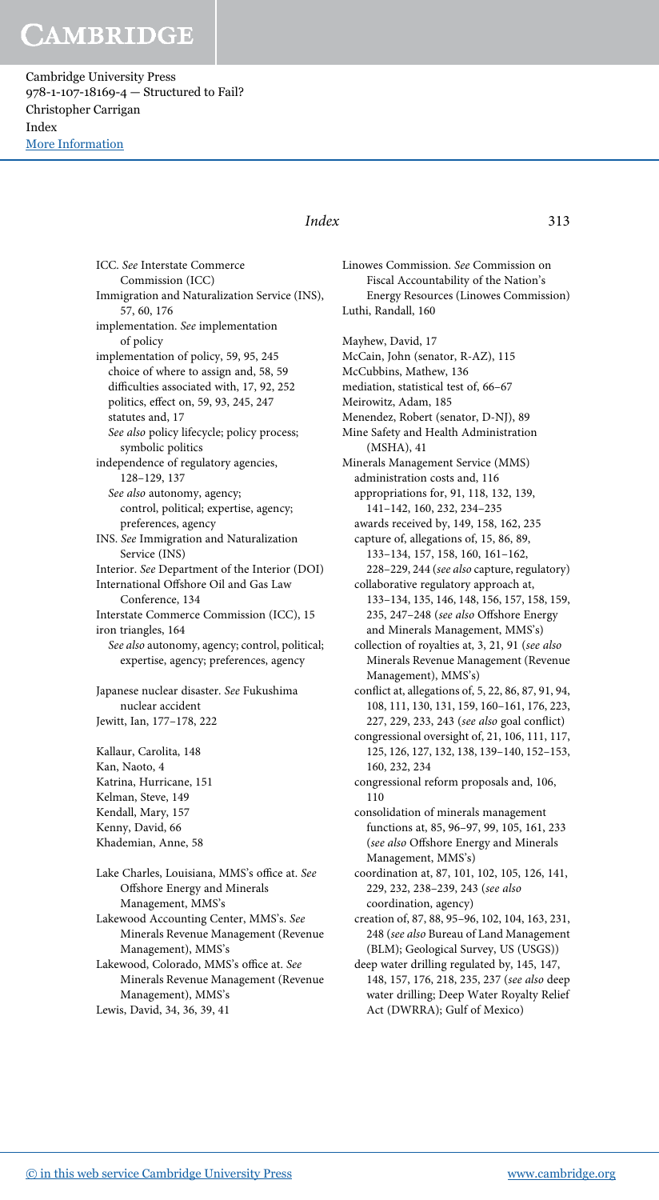ICC. *See* Interstate Commerce Commission (ICC)
Immigration and Naturalization Service (INS), 57, 60, 176
implementation. *See* implementation of policy
implementation of policy, 59, 95, 245
  choice of where to assign and, 58, 59
  difficulties associated with, 17, 92, 252
  politics, effect on, 59, 93, 245, 247
  statutes and, 17
  *See also* policy lifecycle; policy process; symbolic politics
independence of regulatory agencies, 128–129, 137
  *See also* autonomy, agency; control, political; expertise, agency; preferences, agency
INS. *See* Immigration and Naturalization Service (INS)
Interior. *See* Department of the Interior (DOI)
International Offshore Oil and Gas Law Conference, 134
Interstate Commerce Commission (ICC), 15
iron triangles, 164
  *See also* autonomy, agency; control, political; expertise, agency; preferences, agency

Japanese nuclear disaster. *See* Fukushima nuclear accident
Jewitt, Ian, 177–178, 222

Kallaur, Carolita, 148
Kan, Naoto, 4
Katrina, Hurricane, 151
Kelman, Steve, 149
Kendall, Mary, 157
Kenny, David, 66
Khademian, Anne, 58

Lake Charles, Louisiana, MMS's office at. *See* Offshore Energy and Minerals Management, MMS's
Lakewood Accounting Center, MMS's. *See* Minerals Revenue Management (Revenue Management), MMS's
Lakewood, Colorado, MMS's office at. *See* Minerals Revenue Management (Revenue Management), MMS's
Lewis, David, 34, 36, 39, 41

Linowes Commission. *See* Commission on Fiscal Accountability of the Nation's Energy Resources (Linowes Commission)
Luthi, Randall, 160

Mayhew, David, 17
McCain, John (senator, R-AZ), 115
McCubbins, Mathew, 136
mediation, statistical test of, 66–67
Meirowitz, Adam, 185
Menendez, Robert (senator, D-NJ), 89
Mine Safety and Health Administration (MSHA), 41
Minerals Management Service (MMS)
  administration costs and, 116
  appropriations for, 91, 118, 132, 139, 141–142, 160, 232, 234–235
  awards received by, 149, 158, 162, 235
  capture of, allegations of, 15, 86, 89, 133–134, 157, 158, 160, 161–162, 228–229, 244 (*see also* capture, regulatory)
  collaborative regulatory approach at, 133–134, 135, 146, 148, 156, 157, 158, 159, 235, 247–248 (*see also* Offshore Energy and Minerals Management, MMS's)
  collection of royalties at, 3, 21, 91 (*see also* Minerals Revenue Management (Revenue Management), MMS's)
  conflict at, allegations of, 5, 22, 86, 87, 91, 94, 108, 111, 130, 131, 159, 160–161, 176, 223, 227, 229, 233, 243 (*see also* goal conflict)
  congressional oversight of, 21, 106, 111, 117, 125, 126, 127, 132, 138, 139–140, 152–153, 160, 232, 234
  congressional reform proposals and, 106, 110
  consolidation of minerals management functions at, 85, 96–97, 99, 105, 161, 233 (*see also* Offshore Energy and Minerals Management, MMS's)
  coordination at, 87, 101, 102, 105, 126, 141, 229, 232, 238–239, 243 (*see also* coordination, agency)
  creation of, 87, 88, 95–96, 102, 104, 163, 231, 248 (*see also* Bureau of Land Management (BLM); Geological Survey, US (USGS))
  deep water drilling regulated by, 145, 147, 148, 157, 176, 218, 235, 237 (*see also* deep water drilling; Deep Water Royalty Relief Act (DWRRA); Gulf of Mexico)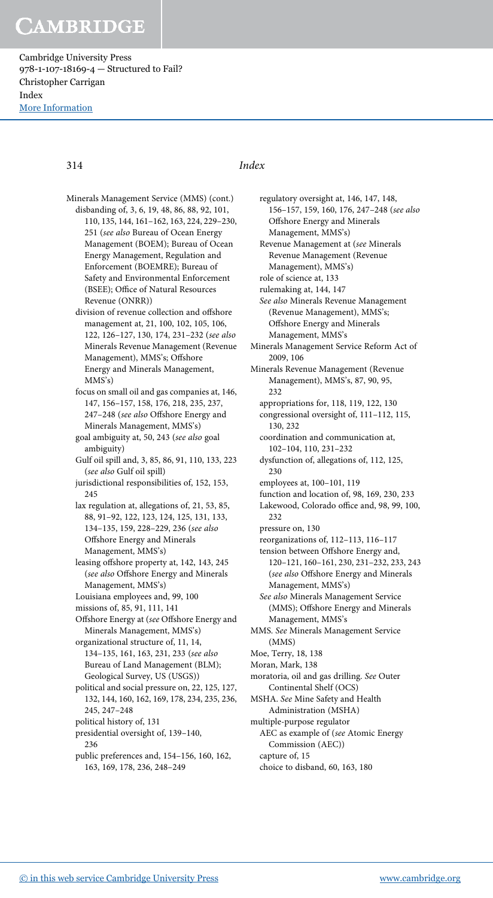Minerals Management Service (MMS) (cont.)
- disbanding of, 3, 6, 19, 48, 86, 88, 92, 101, 110, 135, 144, 161–162, 163, 224, 229–230, 251 (*see also* Bureau of Ocean Energy Management (BOEM); Bureau of Ocean Energy Management, Regulation and Enforcement (BOEMRE); Bureau of Safety and Environmental Enforcement (BSEE); Office of Natural Resources Revenue (ONRR))
- division of revenue collection and offshore management at, 21, 100, 102, 105, 106, 122, 126–127, 130, 174, 231–232 (*see also* Minerals Revenue Management (Revenue Management), MMS's; Offshore Energy and Minerals Management, MMS's)
- focus on small oil and gas companies at, 146, 147, 156–157, 158, 176, 218, 235, 237, 247–248 (*see also* Offshore Energy and Minerals Management, MMS's)
- goal ambiguity at, 50, 243 (*see also* goal ambiguity)
- Gulf oil spill and, 3, 85, 86, 91, 110, 133, 223 (*see also* Gulf oil spill)
- jurisdictional responsibilities of, 152, 153, 245
- lax regulation at, allegations of, 21, 53, 85, 88, 91–92, 122, 123, 124, 125, 131, 133, 134–135, 159, 228–229, 236 (*see also* Offshore Energy and Minerals Management, MMS's)
- leasing offshore property at, 142, 143, 245 (*see also* Offshore Energy and Minerals Management, MMS's)
- Louisiana employees and, 99, 100
- missions of, 85, 91, 111, 141
- Offshore Energy at (*see* Offshore Energy and Minerals Management, MMS's)
- organizational structure of, 11, 14, 134–135, 161, 163, 231, 233 (*see also* Bureau of Land Management (BLM); Geological Survey, US (USGS))
- political and social pressure on, 22, 125, 127, 132, 144, 160, 162, 169, 178, 234, 235, 236, 245, 247–248
- political history of, 131
- presidential oversight of, 139–140, 236
- public preferences and, 154–156, 160, 162, 163, 169, 178, 236, 248–249
- regulatory oversight at, 146, 147, 148, 156–157, 159, 160, 176, 247–248 (*see also* Offshore Energy and Minerals Management, MMS's)
- Revenue Management at (*see* Minerals Revenue Management (Revenue Management), MMS's)
- role of science at, 133
- rulemaking at, 144, 147
- *See also* Minerals Revenue Management (Revenue Management), MMS's; Offshore Energy and Minerals Management, MMS's

Minerals Management Service Reform Act of 2009, 106

Minerals Revenue Management (Revenue Management), MMS's, 87, 90, 95, 232
- appropriations for, 118, 119, 122, 130
- congressional oversight of, 111–112, 115, 130, 232
- coordination and communication at, 102–104, 110, 231–232
- dysfunction of, allegations of, 112, 125, 230
- employees at, 100–101, 119
- function and location of, 98, 169, 230, 233
- Lakewood, Colorado office and, 98, 99, 100, 232
- pressure on, 130
- reorganizations of, 112–113, 116–117
- tension between Offshore Energy and, 120–121, 160–161, 230, 231–232, 233, 243 (*see also* Offshore Energy and Minerals Management, MMS's)
- *See also* Minerals Management Service (MMS); Offshore Energy and Minerals Management, MMS's

MMS. *See* Minerals Management Service (MMS)

Moe, Terry, 18, 138

Moran, Mark, 138

moratoria, oil and gas drilling. *See* Outer Continental Shelf (OCS)

MSHA. *See* Mine Safety and Health Administration (MSHA)

multiple-purpose regulator
- AEC as example of (*see* Atomic Energy Commission (AEC))
- capture of, 15
- choice to disband, 60, 163, 180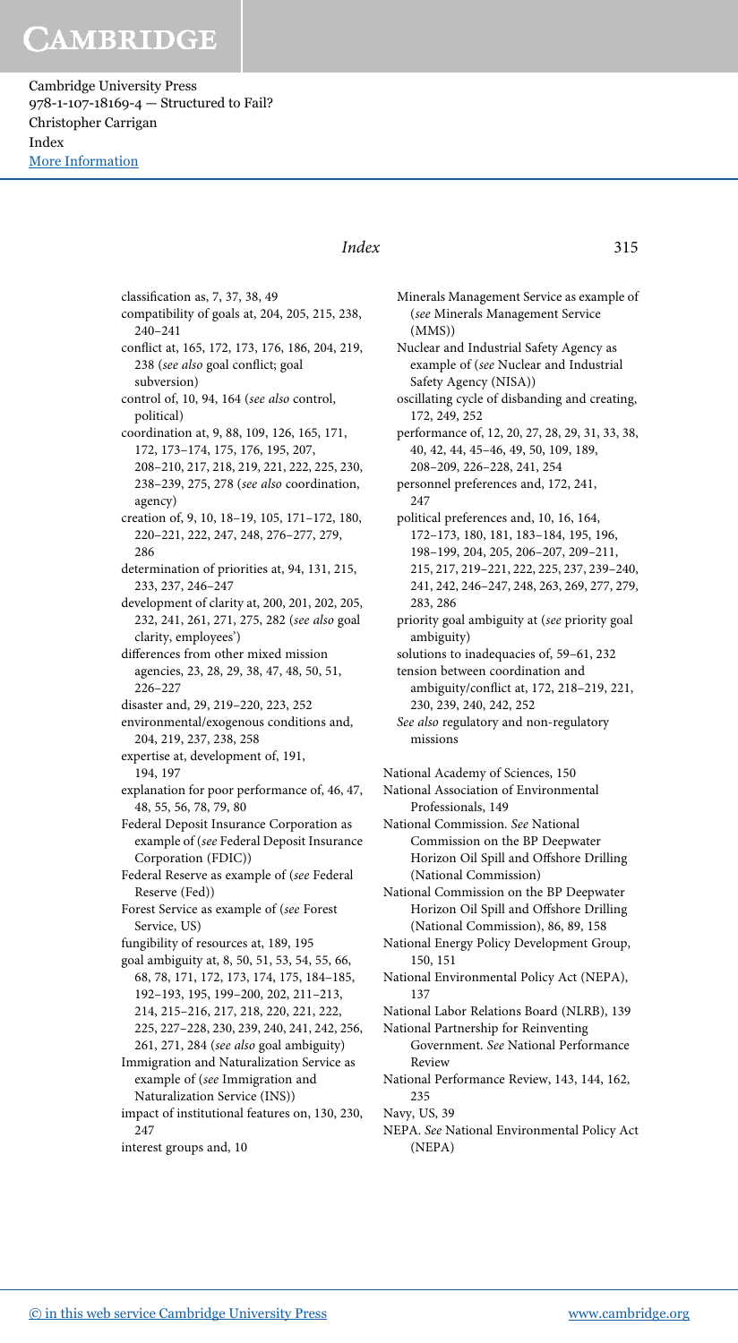classification as, 7, 37, 38, 49
compatibility of goals at, 204, 205, 215, 238, 240–241
conflict at, 165, 172, 173, 176, 186, 204, 219, 238 (*see also* goal conflict; goal subversion)
control of, 10, 94, 164 (*see also* control, political)
coordination at, 9, 88, 109, 126, 165, 171, 172, 173–174, 175, 176, 195, 207, 208–210, 217, 218, 219, 221, 222, 225, 230, 238–239, 275, 278 (*see also* coordination, agency)
creation of, 9, 10, 18–19, 105, 171–172, 180, 220–221, 222, 247, 248, 276–277, 279, 286
determination of priorities at, 94, 131, 215, 233, 237, 246–247
development of clarity at, 200, 201, 202, 205, 232, 241, 261, 271, 275, 282 (*see also* goal clarity, employees')
differences from other mixed mission agencies, 23, 28, 29, 38, 47, 48, 50, 51, 226–227
disaster and, 29, 219–220, 223, 252
environmental/exogenous conditions and, 204, 219, 237, 238, 258
expertise at, development of, 191, 194, 197
explanation for poor performance of, 46, 47, 48, 55, 56, 78, 79, 80
Federal Deposit Insurance Corporation as example of (*see* Federal Deposit Insurance Corporation (FDIC))
Federal Reserve as example of (*see* Federal Reserve (Fed))
Forest Service as example of (*see* Forest Service, US)
fungibility of resources at, 189, 195
goal ambiguity at, 8, 50, 51, 53, 54, 55, 66, 68, 78, 171, 172, 173, 174, 175, 184–185, 192–193, 195, 199–200, 202, 211–213, 214, 215–216, 217, 218, 220, 221, 222, 225, 227–228, 230, 239, 240, 241, 242, 256, 261, 271, 284 (*see also* goal ambiguity)
Immigration and Naturalization Service as example of (*see* Immigration and Naturalization Service (INS))
impact of institutional features on, 130, 230, 247
interest groups and, 10
Minerals Management Service as example of (*see* Minerals Management Service (MMS))
Nuclear and Industrial Safety Agency as example of (*see* Nuclear and Industrial Safety Agency (NISA))
oscillating cycle of disbanding and creating, 172, 249, 252
performance of, 12, 20, 27, 28, 29, 31, 33, 38, 40, 42, 44, 45–46, 49, 50, 109, 189, 208–209, 226–228, 241, 254
personnel preferences and, 172, 241, 247
political preferences and, 10, 16, 164, 172–173, 180, 181, 183–184, 195, 196, 198–199, 204, 205, 206–207, 209–211, 215, 217, 219–221, 222, 225, 237, 239–240, 241, 242, 246–247, 248, 263, 269, 277, 279, 283, 286
priority goal ambiguity at (*see* priority goal ambiguity)
solutions to inadequacies of, 59–61, 232
tension between coordination and ambiguity/conflict at, 172, 218–219, 221, 230, 239, 240, 242, 252
*See also* regulatory and non-regulatory missions

National Academy of Sciences, 150
National Association of Environmental Professionals, 149
National Commission. *See* National Commission on the BP Deepwater Horizon Oil Spill and Offshore Drilling (National Commission)
National Commission on the BP Deepwater Horizon Oil Spill and Offshore Drilling (National Commission), 86, 89, 158
National Energy Policy Development Group, 150, 151
National Environmental Policy Act (NEPA), 137
National Labor Relations Board (NLRB), 139
National Partnership for Reinventing Government. *See* National Performance Review
National Performance Review, 143, 144, 162, 235
Navy, US, 39
NEPA. *See* National Environmental Policy Act (NEPA)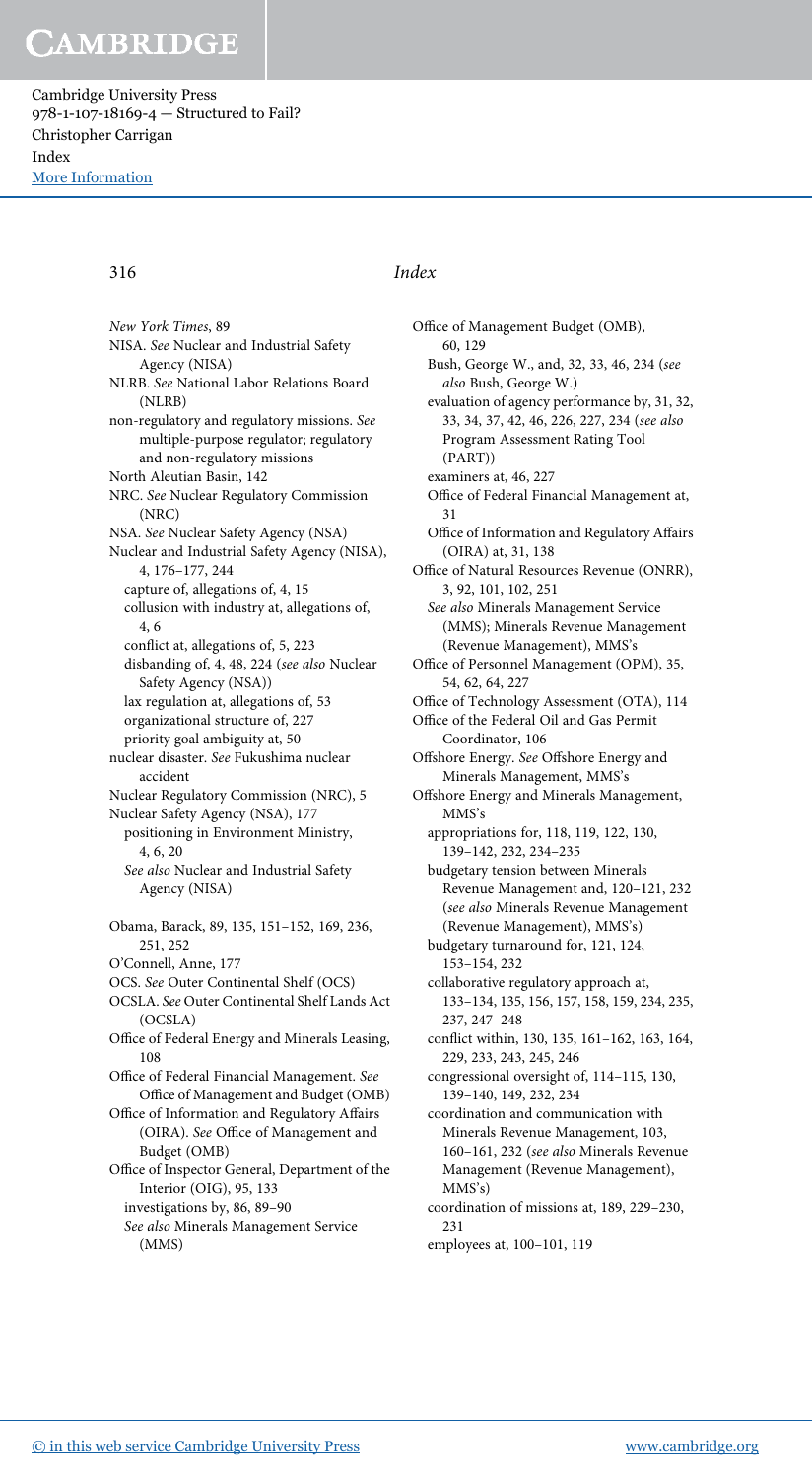New York Times, 89

NISA. *See* Nuclear and Industrial Safety Agency (NISA)

NLRB. *See* National Labor Relations Board (NLRB)

non-regulatory and regulatory missions. *See* multiple-purpose regulator; regulatory and non-regulatory missions

North Aleutian Basin, 142

NRC. *See* Nuclear Regulatory Commission (NRC)

NSA. *See* Nuclear Safety Agency (NSA)

Nuclear and Industrial Safety Agency (NISA), 4, 176–177, 244
- capture of, allegations of, 4, 15
- collusion with industry at, allegations of, 4, 6
- conflict at, allegations of, 5, 223
- disbanding of, 4, 48, 224 (*see also* Nuclear Safety Agency (NSA))
- lax regulation at, allegations of, 53
- organizational structure of, 227
- priority goal ambiguity at, 50

nuclear disaster. *See* Fukushima nuclear accident

Nuclear Regulatory Commission (NRC), 5

Nuclear Safety Agency (NSA), 177
- positioning in Environment Ministry, 4, 6, 20
- *See also* Nuclear and Industrial Safety Agency (NISA)

Obama, Barack, 89, 135, 151–152, 169, 236, 251, 252

O'Connell, Anne, 177

OCS. *See* Outer Continental Shelf (OCS)

OCSLA. *See* Outer Continental Shelf Lands Act (OCSLA)

Office of Federal Energy and Minerals Leasing, 108

Office of Federal Financial Management. *See* Office of Management and Budget (OMB)

Office of Information and Regulatory Affairs (OIRA). *See* Office of Management and Budget (OMB)

Office of Inspector General, Department of the Interior (OIG), 95, 133
- investigations by, 86, 89–90
- *See also* Minerals Management Service (MMS)

Office of Management Budget (OMB), 60, 129
- Bush, George W., and, 32, 33, 46, 234 (*see also* Bush, George W.)
- evaluation of agency performance by, 31, 32, 33, 34, 37, 42, 46, 226, 227, 234 (*see also* Program Assessment Rating Tool (PART))
- examiners at, 46, 227
- Office of Federal Financial Management at, 31
- Office of Information and Regulatory Affairs (OIRA) at, 31, 138

Office of Natural Resources Revenue (ONRR), 3, 92, 101, 102, 251
- *See also* Minerals Management Service (MMS); Minerals Revenue Management (Revenue Management), MMS's

Office of Personnel Management (OPM), 35, 54, 62, 64, 227

Office of Technology Assessment (OTA), 114

Office of the Federal Oil and Gas Permit Coordinator, 106

Offshore Energy. *See* Offshore Energy and Minerals Management, MMS's

Offshore Energy and Minerals Management, MMS's
- appropriations for, 118, 119, 122, 130, 139–142, 232, 234–235
- budgetary tension between Minerals Revenue Management and, 120–121, 232 (*see also* Minerals Revenue Management (Revenue Management), MMS's)
- budgetary turnaround for, 121, 124, 153–154, 232
- collaborative regulatory approach at, 133–134, 135, 156, 157, 158, 159, 234, 235, 237, 247–248
- conflict within, 130, 135, 161–162, 163, 164, 229, 233, 243, 245, 246
- congressional oversight of, 114–115, 130, 139–140, 149, 232, 234
- coordination and communication with Minerals Revenue Management, 103, 160–161, 232 (*see also* Minerals Revenue Management (Revenue Management), MMS's)
- coordination of missions at, 189, 229–230, 231
- employees at, 100–101, 119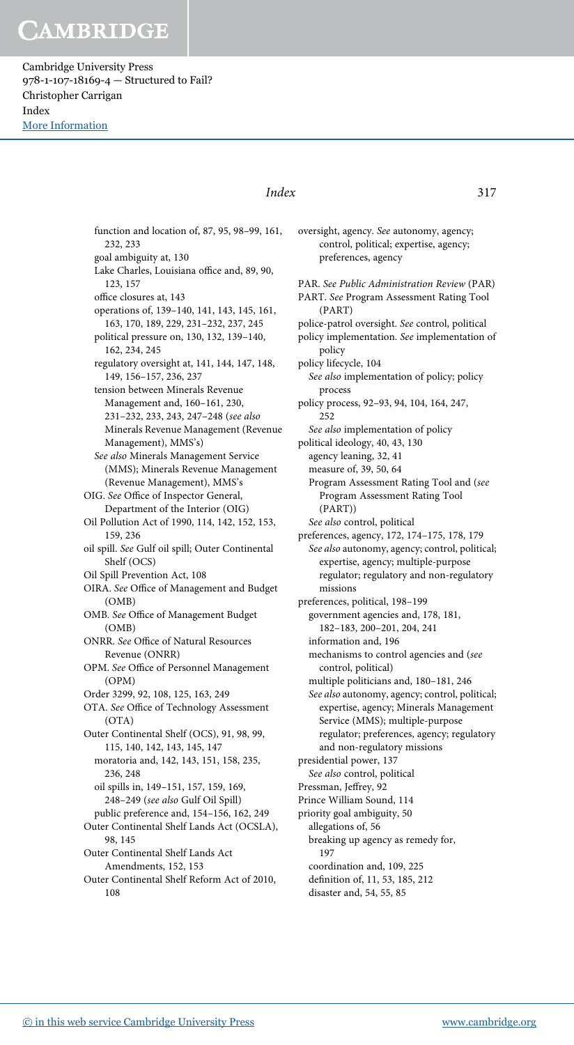function and location of, 87, 95, 98–99, 161, 232, 233
  goal ambiguity at, 130
  Lake Charles, Louisiana office and, 89, 90, 123, 157
  office closures at, 143
  operations of, 139–140, 141, 143, 145, 161, 163, 170, 189, 229, 231–232, 237, 245
  political pressure on, 130, 132, 139–140, 162, 234, 245
  regulatory oversight at, 141, 144, 147, 148, 149, 156–157, 236, 237
  tension between Minerals Revenue Management and, 160–161, 230, 231–232, 233, 243, 247–248 (*see also* Minerals Revenue Management (Revenue Management), MMS's)
  *See also* Minerals Management Service (MMS); Minerals Revenue Management (Revenue Management), MMS's

OIG. *See* Office of Inspector General, Department of the Interior (OIG)

Oil Pollution Act of 1990, 114, 142, 152, 153, 159, 236

oil spill. *See* Gulf oil spill; Outer Continental Shelf (OCS)

Oil Spill Prevention Act, 108

OIRA. *See* Office of Management and Budget (OMB)

OMB. *See* Office of Management Budget (OMB)

ONRR. *See* Office of Natural Resources Revenue (ONRR)

OPM. *See* Office of Personnel Management (OPM)

Order 3299, 92, 108, 125, 163, 249

OTA. *See* Office of Technology Assessment (OTA)

Outer Continental Shelf (OCS), 91, 98, 99, 115, 140, 142, 143, 145, 147
  moratoria and, 142, 143, 151, 158, 235, 236, 248
  oil spills in, 149–151, 157, 159, 169, 248–249 (*see also* Gulf Oil Spill)
  public preference and, 154–156, 162, 249

Outer Continental Shelf Lands Act (OCSLA), 98, 145

Outer Continental Shelf Lands Act Amendments, 152, 153

Outer Continental Shelf Reform Act of 2010, 108

oversight, agency. *See* autonomy, agency; control, political; expertise, agency; preferences, agency

PAR. *See* *Public Administration Review* (PAR)

PART. *See* Program Assessment Rating Tool (PART)

police-patrol oversight. *See* control, political

policy implementation. *See* implementation of policy

policy lifecycle, 104
  *See also* implementation of policy; policy process

policy process, 92–93, 94, 104, 164, 247, 252
  *See also* implementation of policy

political ideology, 40, 43, 130
  agency leaning, 32, 41
  measure of, 39, 50, 64
  Program Assessment Rating Tool and (*see* Program Assessment Rating Tool (PART))
  *See also* control, political

preferences, agency, 172, 174–175, 178, 179
  *See also* autonomy, agency; control, political; expertise, agency; multiple-purpose regulator; regulatory and non-regulatory missions

preferences, political, 198–199
  government agencies and, 178, 181, 182–183, 200–201, 204, 241
  information and, 196
  mechanisms to control agencies and (*see* control, political)
  multiple politicians and, 180–181, 246
  *See also* autonomy, agency; control, political; expertise, agency; Minerals Management Service (MMS); multiple-purpose regulator; preferences, agency; regulatory and non-regulatory missions

presidential power, 137
  *See also* control, political

Pressman, Jeffrey, 92

Prince William Sound, 114

priority goal ambiguity, 50
  allegations of, 56
  breaking up agency as remedy for, 197
  coordination and, 109, 225
  definition of, 11, 53, 185, 212
  disaster and, 54, 55, 85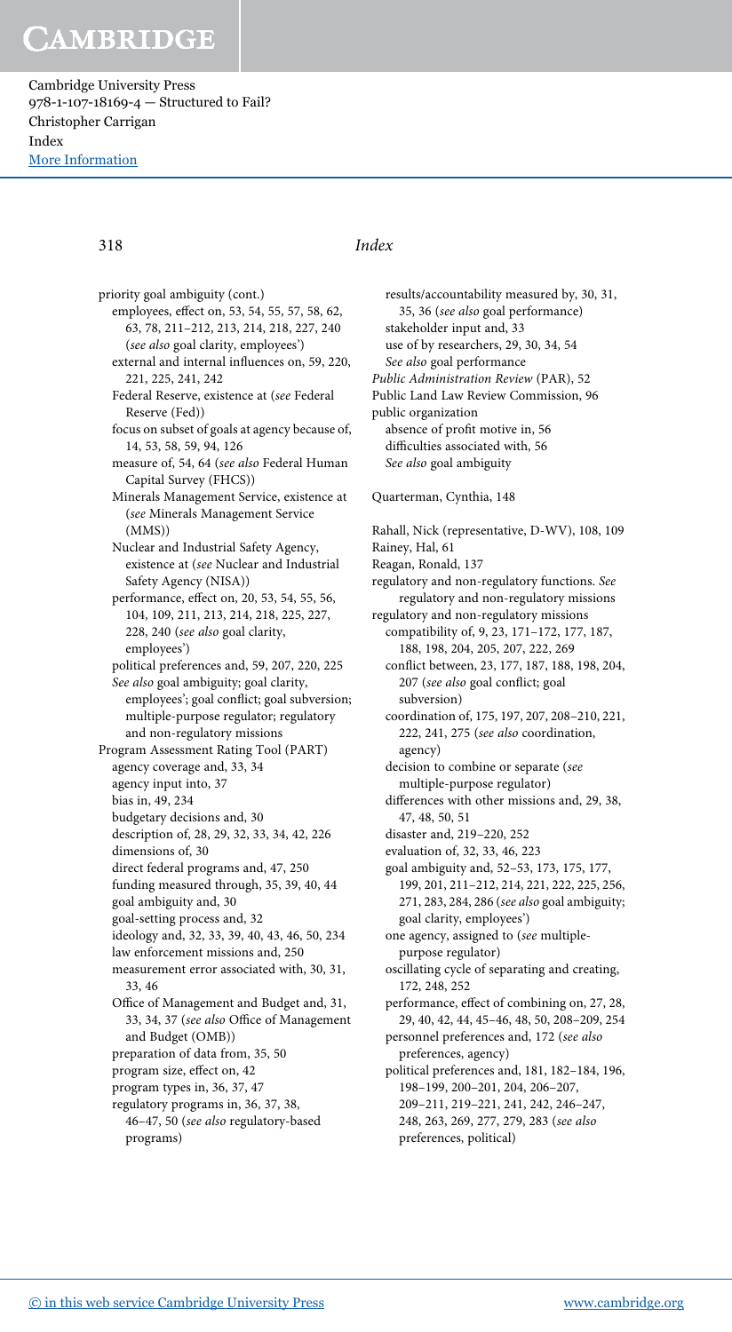priority goal ambiguity (cont.)
  employees, effect on, 53, 54, 55, 57, 58, 62, 63, 78, 211–212, 213, 214, 218, 227, 240 (*see also* goal clarity, employees')
  external and internal influences on, 59, 220, 221, 225, 241, 242
  Federal Reserve, existence at (*see* Federal Reserve (Fed))
  focus on subset of goals at agency because of, 14, 53, 58, 59, 94, 126
  measure of, 54, 64 (*see also* Federal Human Capital Survey (FHCS))
  Minerals Management Service, existence at (*see* Minerals Management Service (MMS))
  Nuclear and Industrial Safety Agency, existence at (*see* Nuclear and Industrial Safety Agency (NISA))
  performance, effect on, 20, 53, 54, 55, 56, 104, 109, 211, 213, 214, 218, 225, 227, 228, 240 (*see also* goal clarity, employees')
  political preferences and, 59, 207, 220, 225
  *See also* goal ambiguity; goal clarity, employees'; goal conflict; goal subversion; multiple-purpose regulator; regulatory and non-regulatory missions

Program Assessment Rating Tool (PART)
  agency coverage and, 33, 34
  agency input into, 37
  bias in, 49, 234
  budgetary decisions and, 30
  description of, 28, 29, 32, 33, 34, 42, 226
  dimensions of, 30
  direct federal programs and, 47, 250
  funding measured through, 35, 39, 40, 44
  goal ambiguity and, 30
  goal-setting process and, 32
  ideology and, 32, 33, 39, 40, 43, 46, 50, 234
  law enforcement missions and, 250
  measurement error associated with, 30, 31, 33, 46
  Office of Management and Budget and, 31, 33, 34, 37 (*see also* Office of Management and Budget (OMB))
  preparation of data from, 35, 50
  program size, effect on, 42
  program types in, 36, 37, 47
  regulatory programs in, 36, 37, 38, 46–47, 50 (*see also* regulatory-based programs)
  results/accountability measured by, 30, 31, 35, 36 (*see also* goal performance)
  stakeholder input and, 33
  use of by researchers, 29, 30, 34, 54
  *See also* goal performance

*Public Administration Review* (PAR), 52

Public Land Law Review Commission, 96

public organization
  absence of profit motive in, 56
  difficulties associated with, 56
  *See also* goal ambiguity

Quarterman, Cynthia, 148

Rahall, Nick (representative, D-WV), 108, 109

Rainey, Hal, 61

Reagan, Ronald, 137

regulatory and non-regulatory functions. *See* regulatory and non-regulatory missions

regulatory and non-regulatory missions
  compatibility of, 9, 23, 171–172, 177, 187, 188, 198, 204, 205, 207, 222, 269
  conflict between, 23, 177, 187, 188, 198, 204, 207 (*see also* goal conflict; goal subversion)
  coordination of, 175, 197, 207, 208–210, 221, 222, 241, 275 (*see also* coordination, agency)
  decision to combine or separate (*see* multiple-purpose regulator)
  differences with other missions and, 29, 38, 47, 48, 50, 51
  disaster and, 219–220, 252
  evaluation of, 32, 33, 46, 223
  goal ambiguity and, 52–53, 173, 175, 177, 199, 201, 211–212, 214, 221, 222, 225, 256, 271, 283, 284, 286 (*see also* goal ambiguity; goal clarity, employees')
  one agency, assigned to (*see* multiple-purpose regulator)
  oscillating cycle of separating and creating, 172, 248, 252
  performance, effect of combining on, 27, 28, 29, 40, 42, 44, 45–46, 48, 50, 208–209, 254
  personnel preferences and, 172 (*see also* preferences, agency)
  political preferences and, 181, 182–184, 196, 198–199, 200–201, 204, 206–207, 209–211, 219–221, 241, 242, 246–247, 248, 263, 269, 277, 279, 283 (*see also* preferences, political)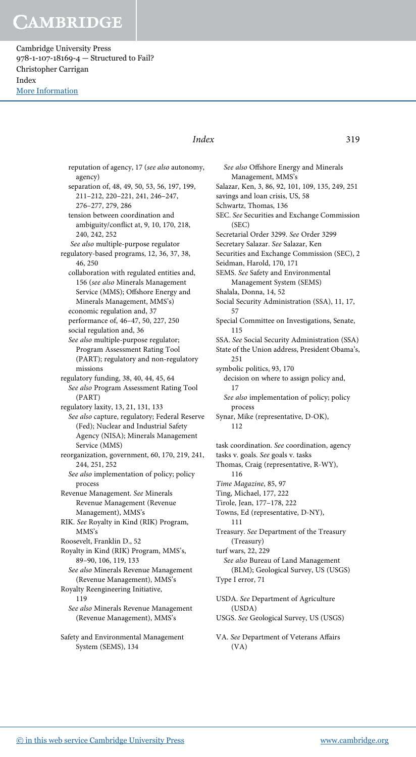reputation of agency, 17 (*see also* autonomy, agency)
separation of, 48, 49, 50, 53, 56, 197, 199, 211–212, 220–221, 241, 246–247, 276–277, 279, 286
tension between coordination and ambiguity/conflict at, 9, 10, 170, 218, 240, 242, 252
*See also* multiple-purpose regulator
regulatory-based programs, 12, 36, 37, 38, 46, 250
collaboration with regulated entities and, 156 (*see also* Minerals Management Service (MMS); Offshore Energy and Minerals Management, MMS's)
economic regulation and, 37
performance of, 46–47, 50, 227, 250
social regulation and, 36
*See also* multiple-purpose regulator; Program Assessment Rating Tool (PART); regulatory and non-regulatory missions
regulatory funding, 38, 40, 44, 45, 64
*See also* Program Assessment Rating Tool (PART)
regulatory laxity, 13, 21, 131, 133
*See also* capture, regulatory; Federal Reserve (Fed); Nuclear and Industrial Safety Agency (NISA); Minerals Management Service (MMS)
reorganization, government, 60, 170, 219, 241, 244, 251, 252
*See also* implementation of policy; policy process
Revenue Management. *See* Minerals Revenue Management (Revenue Management), MMS's
RIK. *See* Royalty in Kind (RIK) Program, MMS's
Roosevelt, Franklin D., 52
Royalty in Kind (RIK) Program, MMS's, 89–90, 106, 119, 133
*See also* Minerals Revenue Management (Revenue Management), MMS's
Royalty Reengineering Initiative, 119
*See also* Minerals Revenue Management (Revenue Management), MMS's

Safety and Environmental Management System (SEMS), 134
*See also* Offshore Energy and Minerals Management, MMS's
Salazar, Ken, 3, 86, 92, 101, 109, 135, 249, 251
savings and loan crisis, US, 58
Schwartz, Thomas, 136
SEC. *See* Securities and Exchange Commission (SEC)
Secretarial Order 3299. *See* Order 3299
Secretary Salazar. *See* Salazar, Ken
Securities and Exchange Commission (SEC), 2
Seidman, Harold, 170, 171
SEMS. *See* Safety and Environmental Management System (SEMS)
Shalala, Donna, 14, 52
Social Security Administration (SSA), 11, 17, 57
Special Committee on Investigations, Senate, 115
SSA. *See* Social Security Administration (SSA)
State of the Union address, President Obama's, 251
symbolic politics, 93, 170
decision on where to assign policy and, 17
*See also* implementation of policy; policy process
Synar, Mike (representative, D-OK), 112

task coordination. *See* coordination, agency
tasks v. goals. *See* goals v. tasks
Thomas, Craig (representative, R-WY), 116
*Time Magazine*, 85, 97
Ting, Michael, 177, 222
Tirole, Jean, 177–178, 222
Towns, Ed (representative, D-NY), 111
Treasury. *See* Department of the Treasury (Treasury)
turf wars, 22, 229
*See also* Bureau of Land Management (BLM); Geological Survey, US (USGS)
Type I error, 71

USDA. *See* Department of Agriculture (USDA)
USGS. *See* Geological Survey, US (USGS)

VA. *See* Department of Veterans Affairs (VA)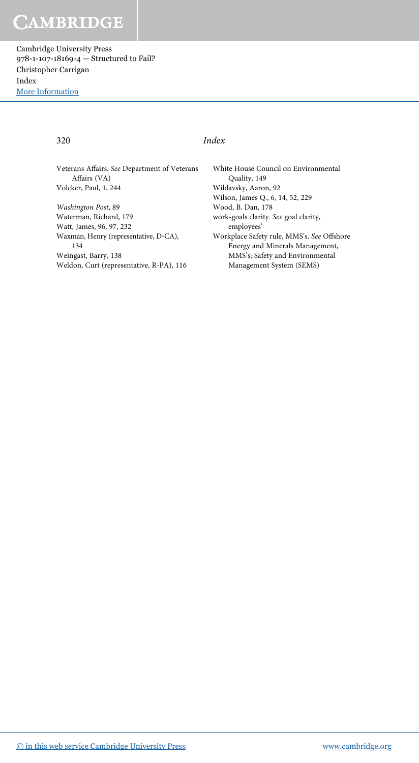Veterans Affairs. *See* Department of Veterans Affairs (VA)
Volcker, Paul, 1, 244

*Washington Post*, 89
Waterman, Richard, 179
Watt, James, 96, 97, 232
Waxman, Henry (representative, D-CA), 134
Weingast, Barry, 138
Weldon, Curt (representative, R-PA), 116
White House Council on Environmental Quality, 149
Wildavsky, Aaron, 92
Wilson, James Q., 6, 14, 52, 229
Wood, B. Dan, 178
work-goals clarity. *See* goal clarity, employees'
Workplace Safety rule, MMS's. *See* Offshore Energy and Minerals Management, MMS's; Safety and Environmental Management System (SEMS)